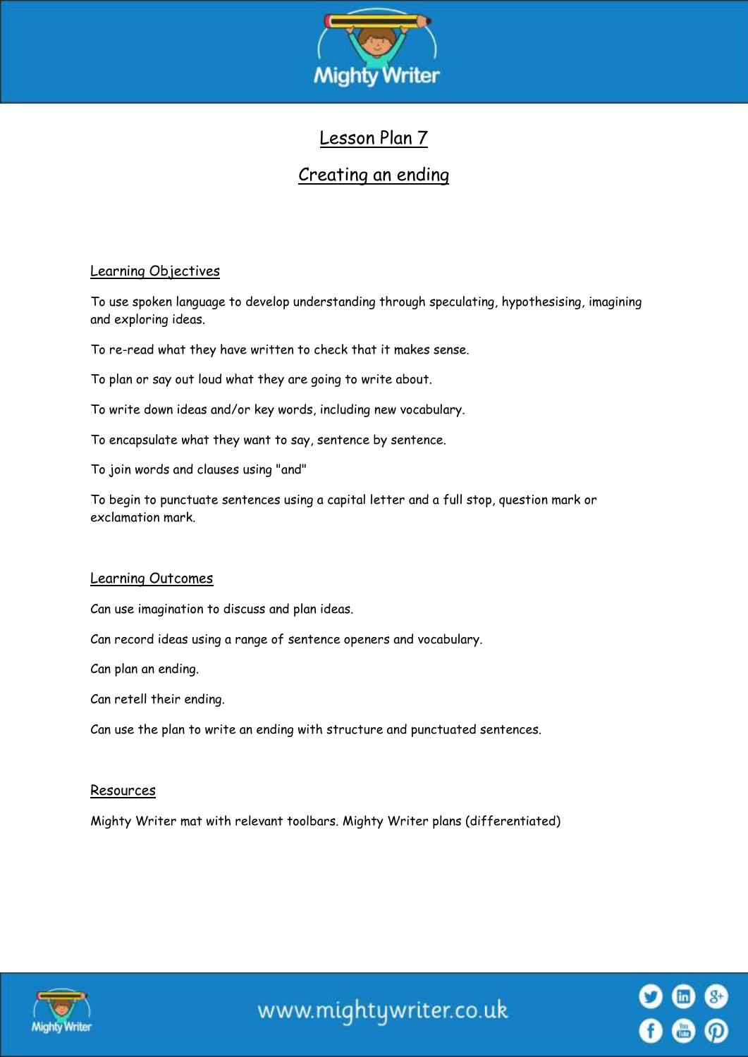# Lesson Plan 7

## Creating an ending

### Learning Objectives

To use spoken language to develop understanding through speculating, hypothesising, imagining and exploring ideas.

To re-read what they have written to check that it makes sense.

To plan or say out loud what they are going to write about.

To write down ideas and/or key words, including new vocabulary.

To encapsulate what they want to say, sentence by sentence.

To join words and clauses using "and"

To begin to punctuate sentences using a capital letter and a full stop, question mark or exclamation mark.

### Learning Outcomes

Can use imagination to discuss and plan ideas.

Can record ideas using a range of sentence openers and vocabulary.

Can plan an ending.

Can retell their ending.

Can use the plan to write an ending with structure and punctuated sentences.

### Resources

Mighty Writer mat with relevant toolbars. Mighty Writer plans (differentiated)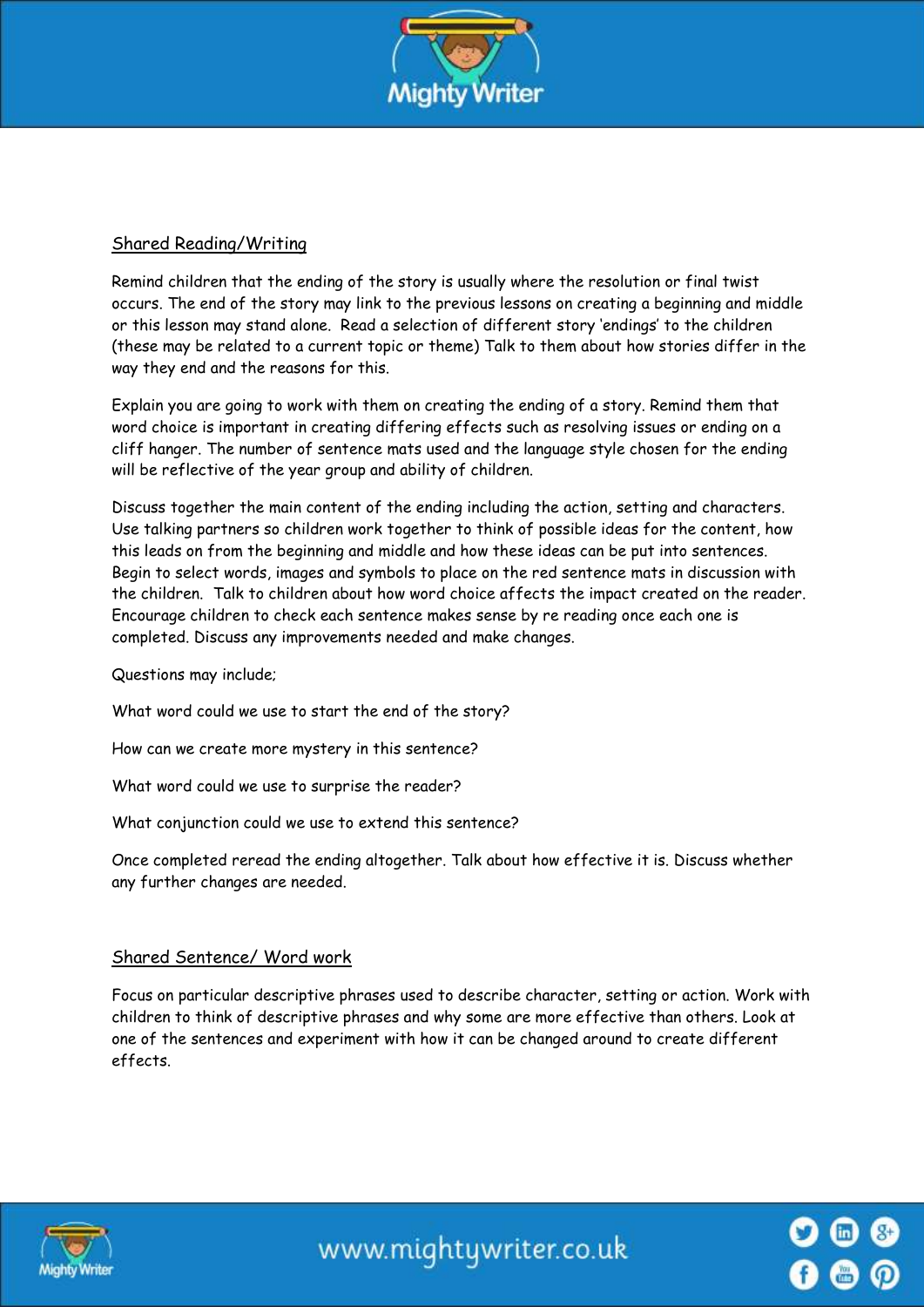## Shared Reading/Writing

Remind children that the ending of the story is usually where the resolution or final twist occurs. The end of the story may link to the previous lessons on creating a beginning and middle or this lesson may stand alone. Read a selection of different story 'endings' to the children (these may be related to a current topic or theme) Talk to them about how stories differ in the way they end and the reasons for this.

Explain you are going to work with them on creating the ending of a story. Remind them that word choice is important in creating differing effects such as resolving issues or ending on a cliff hanger. The number of sentence mats used and the language style chosen for the ending will be reflective of the year group and ability of children.

Discuss together the main content of the ending including the action, setting and characters. Use talking partners so children work together to think of possible ideas for the content, how this leads on from the beginning and middle and how these ideas can be put into sentences. Begin to select words, images and symbols to place on the red sentence mats in discussion with the children. Talk to children about how word choice affects the impact created on the reader. Encourage children to check each sentence makes sense by re reading once each one is completed. Discuss any improvements needed and make changes.

Questions may include;

What word could we use to start the end of the story?

How can we create more mystery in this sentence?

What word could we use to surprise the reader?

What conjunction could we use to extend this sentence?

Once completed reread the ending altogether. Talk about how effective it is. Discuss whether any further changes are needed.

## Shared Sentence/ Word work

Focus on particular descriptive phrases used to describe character, setting or action. Work with children to think of descriptive phrases and why some are more effective than others. Look at one of the sentences and experiment with how it can be changed around to create different effects.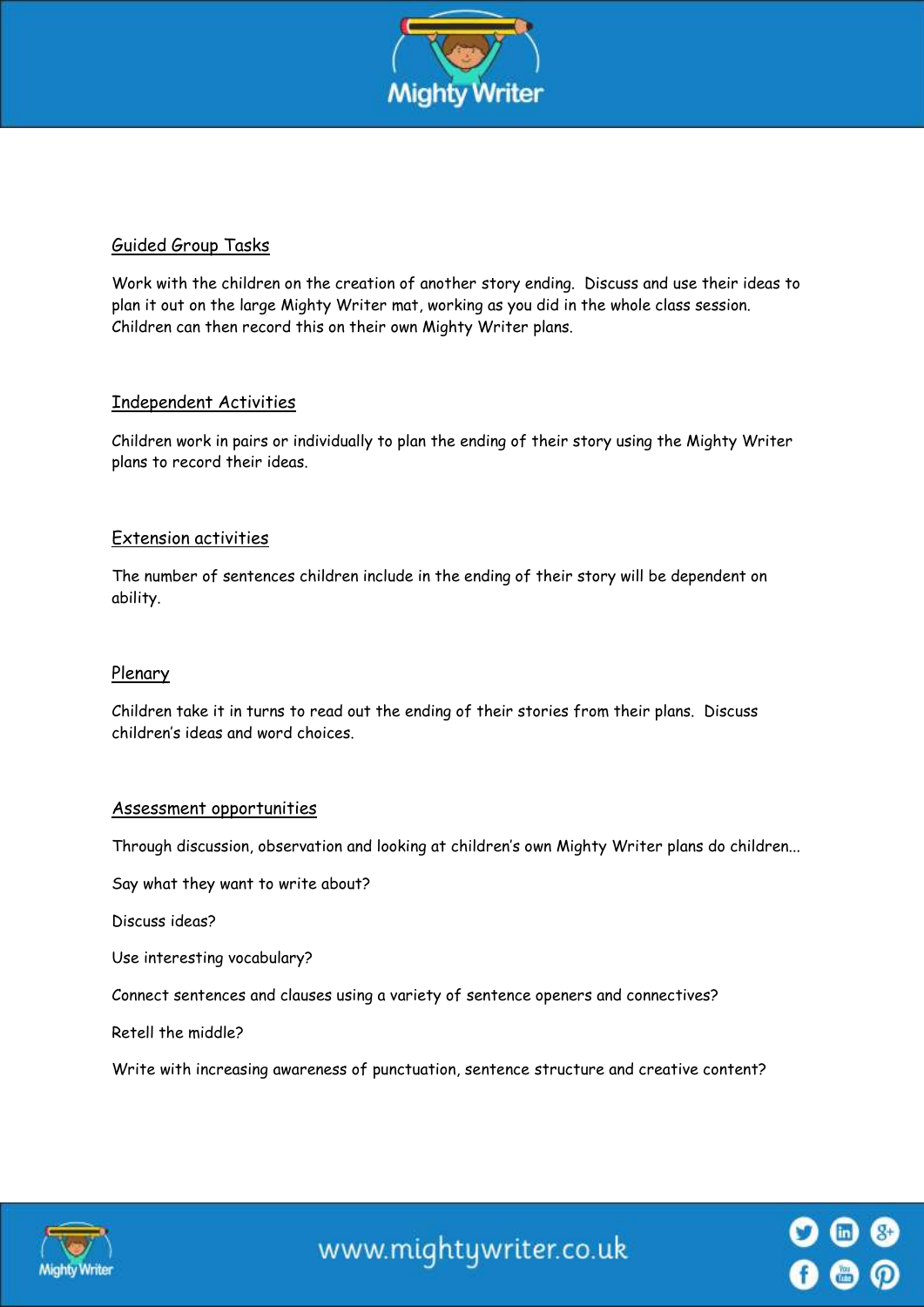## Guided Group Tasks

Work with the children on the creation of another story ending. Discuss and use their ideas to plan it out on the large Mighty Writer mat, working as you did in the whole class session. Children can then record this on their own Mighty Writer plans.

## Independent Activities

Children work in pairs or individually to plan the ending of their story using the Mighty Writer plans to record their ideas.

## Extension activities

The number of sentences children include in the ending of their story will be dependent on ability.

## Plenary

Children take it in turns to read out the ending of their stories from their plans. Discuss children's ideas and word choices.

## Assessment opportunities

Through discussion, observation and looking at children's own Mighty Writer plans do children...

Say what they want to write about?

Discuss ideas?

Use interesting vocabulary?

Connect sentences and clauses using a variety of sentence openers and connectives?

Retell the middle?

Write with increasing awareness of punctuation, sentence structure and creative content?